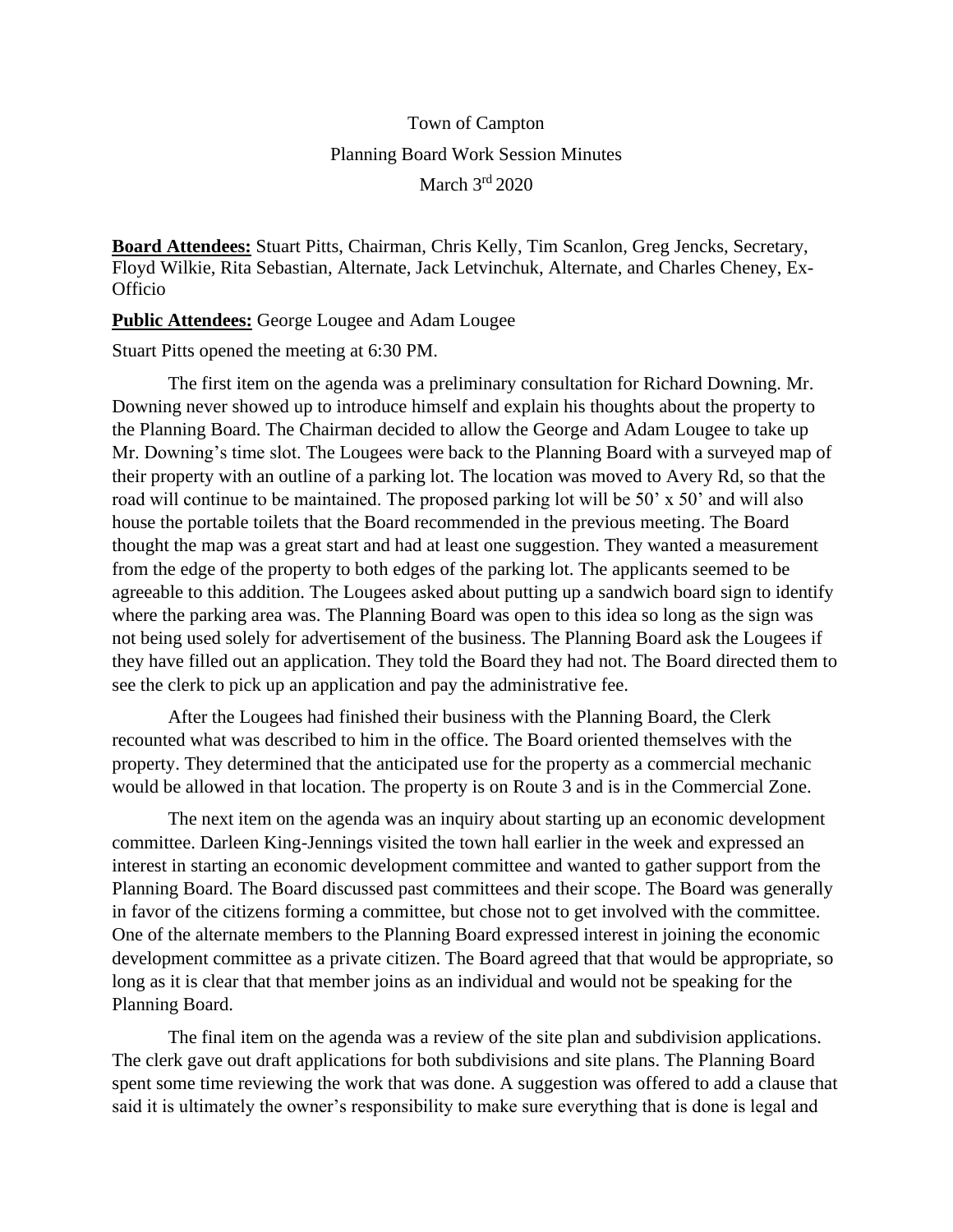# Town of Campton

## Planning Board Work Session Minutes

March 3rd 2020

**Board Attendees:** Stuart Pitts, Chairman, Chris Kelly, Tim Scanlon, Greg Jencks, Secretary, Floyd Wilkie, Rita Sebastian, Alternate, Jack Letvinchuk, Alternate, and Charles Cheney, Ex-Officio

**Public Attendees:** George Lougee and Adam Lougee

Stuart Pitts opened the meeting at 6:30 PM.

The first item on the agenda was a preliminary consultation for Richard Downing. Mr. Downing never showed up to introduce himself and explain his thoughts about the property to the Planning Board. The Chairman decided to allow the George and Adam Lougee to take up Mr. Downing's time slot. The Lougees were back to the Planning Board with a surveyed map of their property with an outline of a parking lot. The location was moved to Avery Rd, so that the road will continue to be maintained. The proposed parking lot will be 50' x 50' and will also house the portable toilets that the Board recommended in the previous meeting. The Board thought the map was a great start and had at least one suggestion. They wanted a measurement from the edge of the property to both edges of the parking lot. The applicants seemed to be agreeable to this addition. The Lougees asked about putting up a sandwich board sign to identify where the parking area was. The Planning Board was open to this idea so long as the sign was not being used solely for advertisement of the business. The Planning Board ask the Lougees if they have filled out an application. They told the Board they had not. The Board directed them to see the clerk to pick up an application and pay the administrative fee.

After the Lougees had finished their business with the Planning Board, the Clerk recounted what was described to him in the office. The Board oriented themselves with the property. They determined that the anticipated use for the property as a commercial mechanic would be allowed in that location. The property is on Route 3 and is in the Commercial Zone.

The next item on the agenda was an inquiry about starting up an economic development committee. Darleen King-Jennings visited the town hall earlier in the week and expressed an interest in starting an economic development committee and wanted to gather support from the Planning Board. The Board discussed past committees and their scope. The Board was generally in favor of the citizens forming a committee, but chose not to get involved with the committee. One of the alternate members to the Planning Board expressed interest in joining the economic development committee as a private citizen. The Board agreed that that would be appropriate, so long as it is clear that that member joins as an individual and would not be speaking for the Planning Board.

The final item on the agenda was a review of the site plan and subdivision applications. The clerk gave out draft applications for both subdivisions and site plans. The Planning Board spent some time reviewing the work that was done. A suggestion was offered to add a clause that said it is ultimately the owner's responsibility to make sure everything that is done is legal and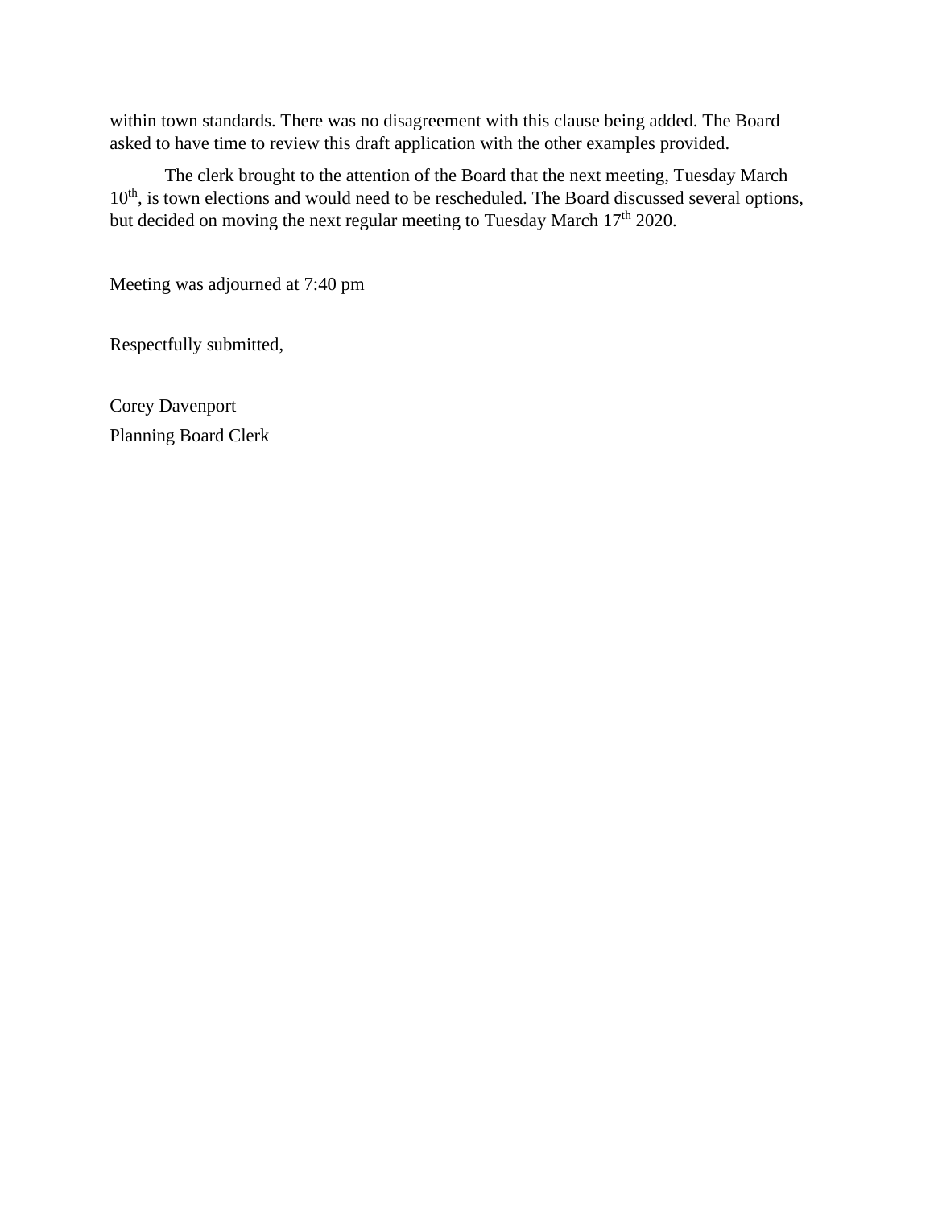within town standards. There was no disagreement with this clause being added. The Board asked to have time to review this draft application with the other examples provided.

The clerk brought to the attention of the Board that the next meeting, Tuesday March 10th, is town elections and would need to be rescheduled. The Board discussed several options, but decided on moving the next regular meeting to Tuesday March 17th 2020.

Meeting was adjourned at 7:40 pm

Respectfully submitted,

Corey Davenport
Planning Board Clerk